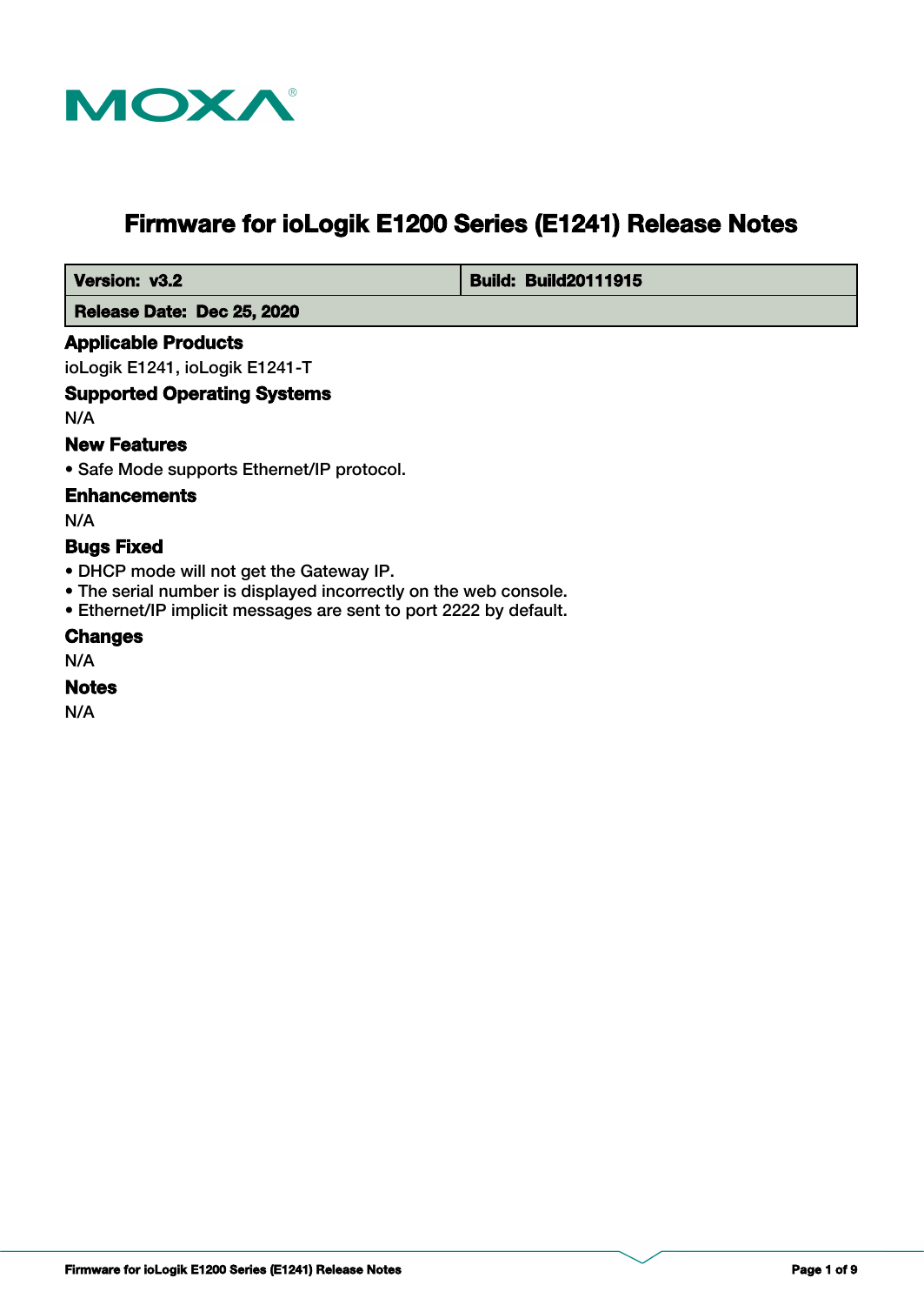MOXA

# Firmware for ioLogik E1200 Series (E1241) Release Notes

| Version: v3.2 | Build: Build20111915 |
| --- | --- |
| Release Date: Dec 25, 2020 | |

## Applicable Products

ioLogik E1241, ioLogik E1241-T

## Supported Operating Systems

N/A

## New Features

- Safe Mode supports Ethernet/IP protocol.

## Enhancements

N/A

## Bugs Fixed

- DHCP mode will not get the Gateway IP.
- The serial number is displayed incorrectly on the web console.
- Ethernet/IP implicit messages are sent to port 2222 by default.

## Changes

N/A

## Notes

N/A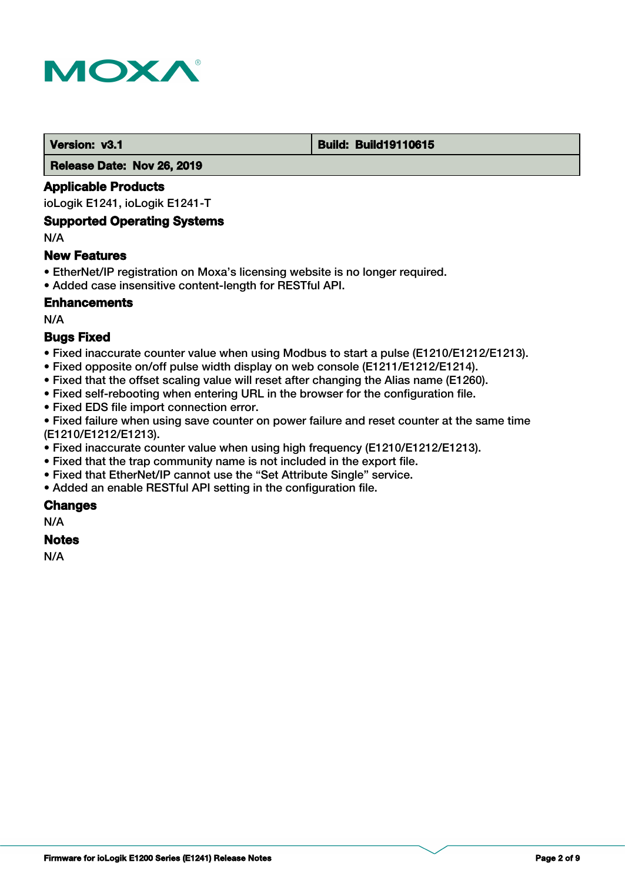| Version: v3.1 | Build: Build19110615 |
| --- | --- |
| Release Date: Nov 26, 2019 | |

### Applicable Products

ioLogik E1241, ioLogik E1241-T

### Supported Operating Systems

N/A

### New Features

- EtherNet/IP registration on Moxa's licensing website is no longer required.
- Added case insensitive content-length for RESTful API.

### Enhancements

N/A

### Bugs Fixed

- Fixed inaccurate counter value when using Modbus to start a pulse (E1210/E1212/E1213).
- Fixed opposite on/off pulse width display on web console (E1211/E1212/E1214).
- Fixed that the offset scaling value will reset after changing the Alias name (E1260).
- Fixed self-rebooting when entering URL in the browser for the configuration file.
- Fixed EDS file import connection error.
- Fixed failure when using save counter on power failure and reset counter at the same time (E1210/E1212/E1213).
- Fixed inaccurate counter value when using high frequency (E1210/E1212/E1213).
- Fixed that the trap community name is not included in the export file.
- Fixed that EtherNet/IP cannot use the "Set Attribute Single" service.
- Added an enable RESTful API setting in the configuration file.

### Changes

N/A

### Notes

N/A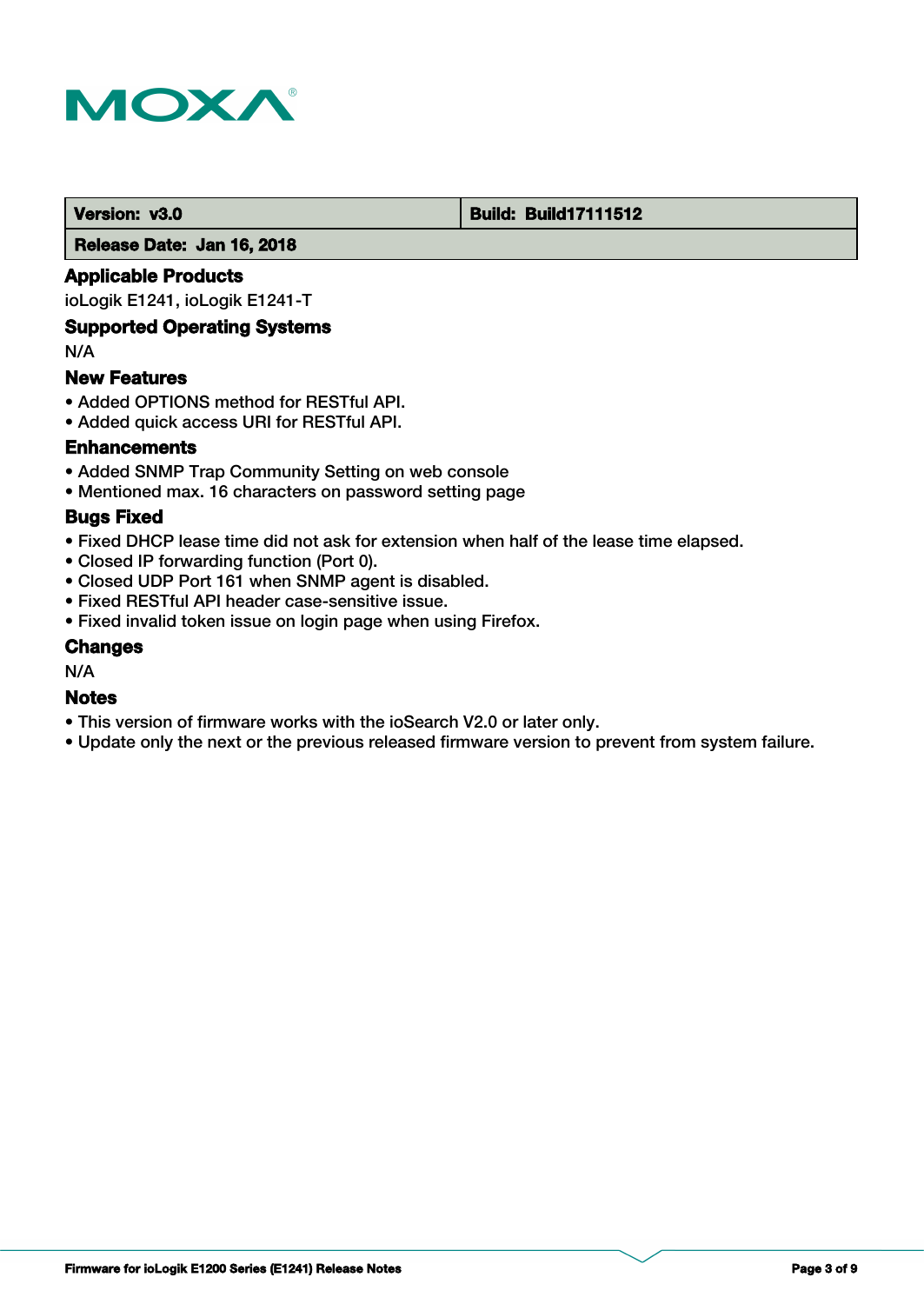| **Version: v3.0** | **Build: Build17111512** |
| --- | --- |
| **Release Date: Jan 16, 2018** | |

### Applicable Products

ioLogik E1241, ioLogik E1241-T

### Supported Operating Systems

N/A

### New Features

- Added OPTIONS method for RESTful API.
- Added quick access URI for RESTful API.

### Enhancements

- Added SNMP Trap Community Setting on web console
- Mentioned max. 16 characters on password setting page

### Bugs Fixed

- Fixed DHCP lease time did not ask for extension when half of the lease time elapsed.
- Closed IP forwarding function (Port 0).
- Closed UDP Port 161 when SNMP agent is disabled.
- Fixed RESTful API header case-sensitive issue.
- Fixed invalid token issue on login page when using Firefox.

### Changes

N/A

### Notes

- This version of firmware works with the ioSearch V2.0 or later only.
- Update only the next or the previous released firmware version to prevent from system failure.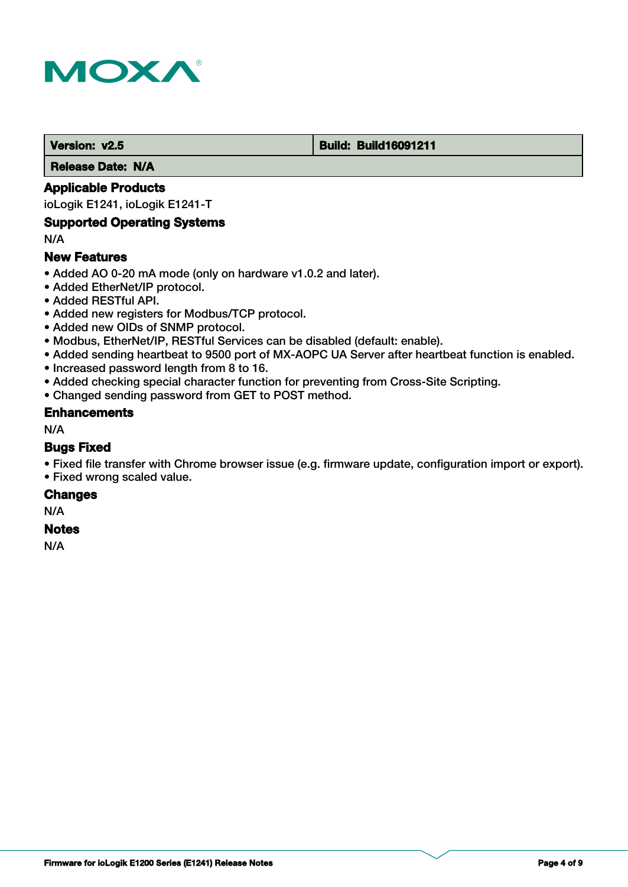| Version: v2.5 | Build: Build16091211 |
| --- | --- |
| Release Date: N/A | |

### Applicable Products

ioLogik E1241, ioLogik E1241-T

### Supported Operating Systems

N/A

### New Features

- Added AO 0-20 mA mode (only on hardware v1.0.2 and later).
- Added EtherNet/IP protocol.
- Added RESTful API.
- Added new registers for Modbus/TCP protocol.
- Added new OIDs of SNMP protocol.
- Modbus, EtherNet/IP, RESTful Services can be disabled (default: enable).
- Added sending heartbeat to 9500 port of MX-AOPC UA Server after heartbeat function is enabled.
- Increased password length from 8 to 16.
- Added checking special character function for preventing from Cross-Site Scripting.
- Changed sending password from GET to POST method.

### Enhancements

N/A

### Bugs Fixed

- Fixed file transfer with Chrome browser issue (e.g. firmware update, configuration import or export).
- Fixed wrong scaled value.

### Changes

N/A

### Notes

N/A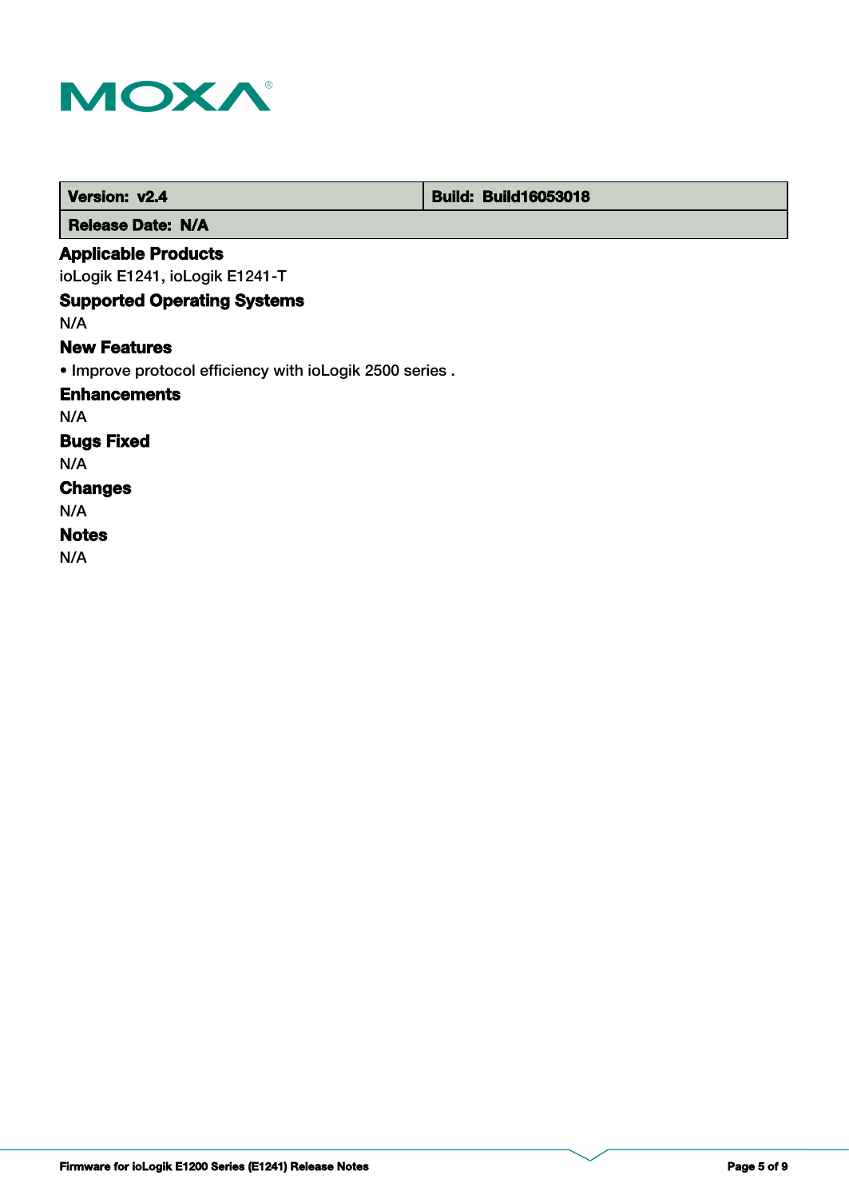| Version: v2.4 | Build: Build16053018 |
| --- | --- |
| Release Date: N/A | |

### Applicable Products

ioLogik E1241, ioLogik E1241-T

### Supported Operating Systems

N/A

### New Features

• Improve protocol efficiency with ioLogik 2500 series .

### Enhancements

N/A

### Bugs Fixed

N/A

### Changes

N/A

### Notes

N/A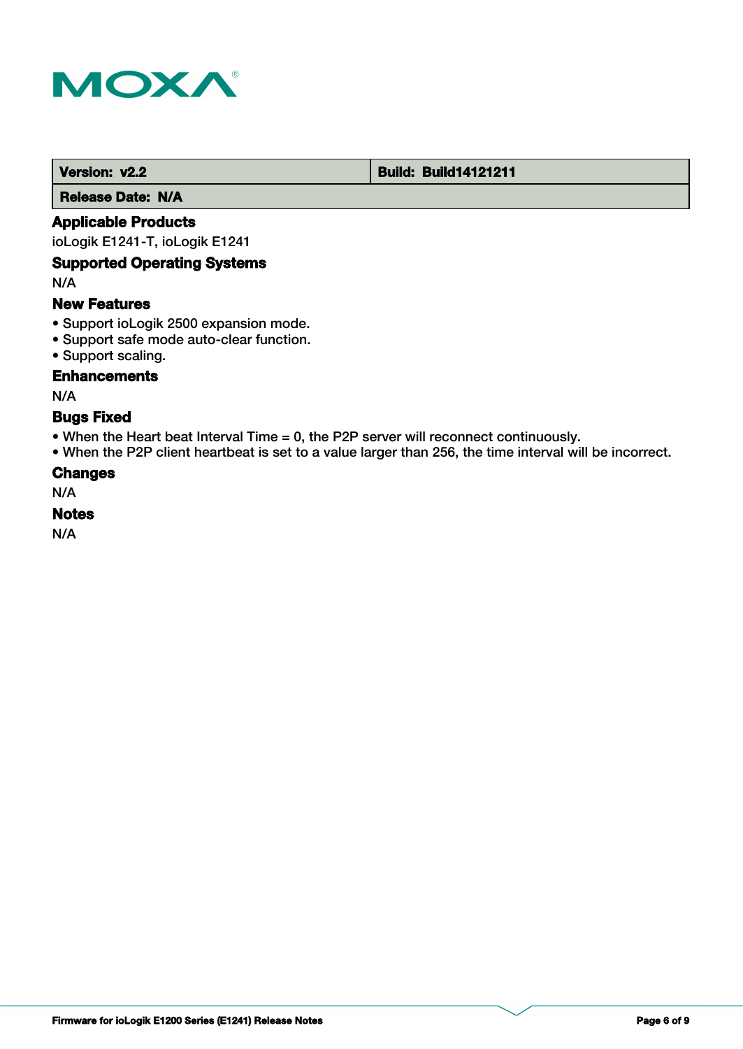| Version: v2.2 | Build: Build14121211 |
|---|---|
| Release Date: N/A | |

### Applicable Products

ioLogik E1241-T, ioLogik E1241

### Supported Operating Systems

N/A

### New Features

- Support ioLogik 2500 expansion mode.
- Support safe mode auto-clear function.
- Support scaling.

### Enhancements

N/A

### Bugs Fixed

- When the Heart beat Interval Time = 0, the P2P server will reconnect continuously.
- When the P2P client heartbeat is set to a value larger than 256, the time interval will be incorrect.

### Changes

N/A

### Notes

N/A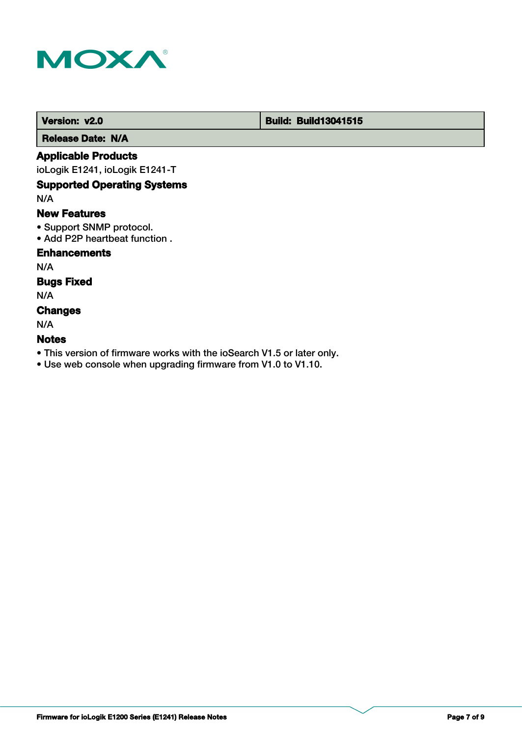| Version: v2.0 | Build: Build13041515 |
| --- | --- |
| Release Date: N/A | |

### Applicable Products

ioLogik E1241, ioLogik E1241-T

### Supported Operating Systems

N/A

### New Features

- Support SNMP protocol.
- Add P2P heartbeat function .

### Enhancements

N/A

### Bugs Fixed

N/A

### Changes

N/A

### Notes

- This version of firmware works with the ioSearch V1.5 or later only.
- Use web console when upgrading firmware from V1.0 to V1.10.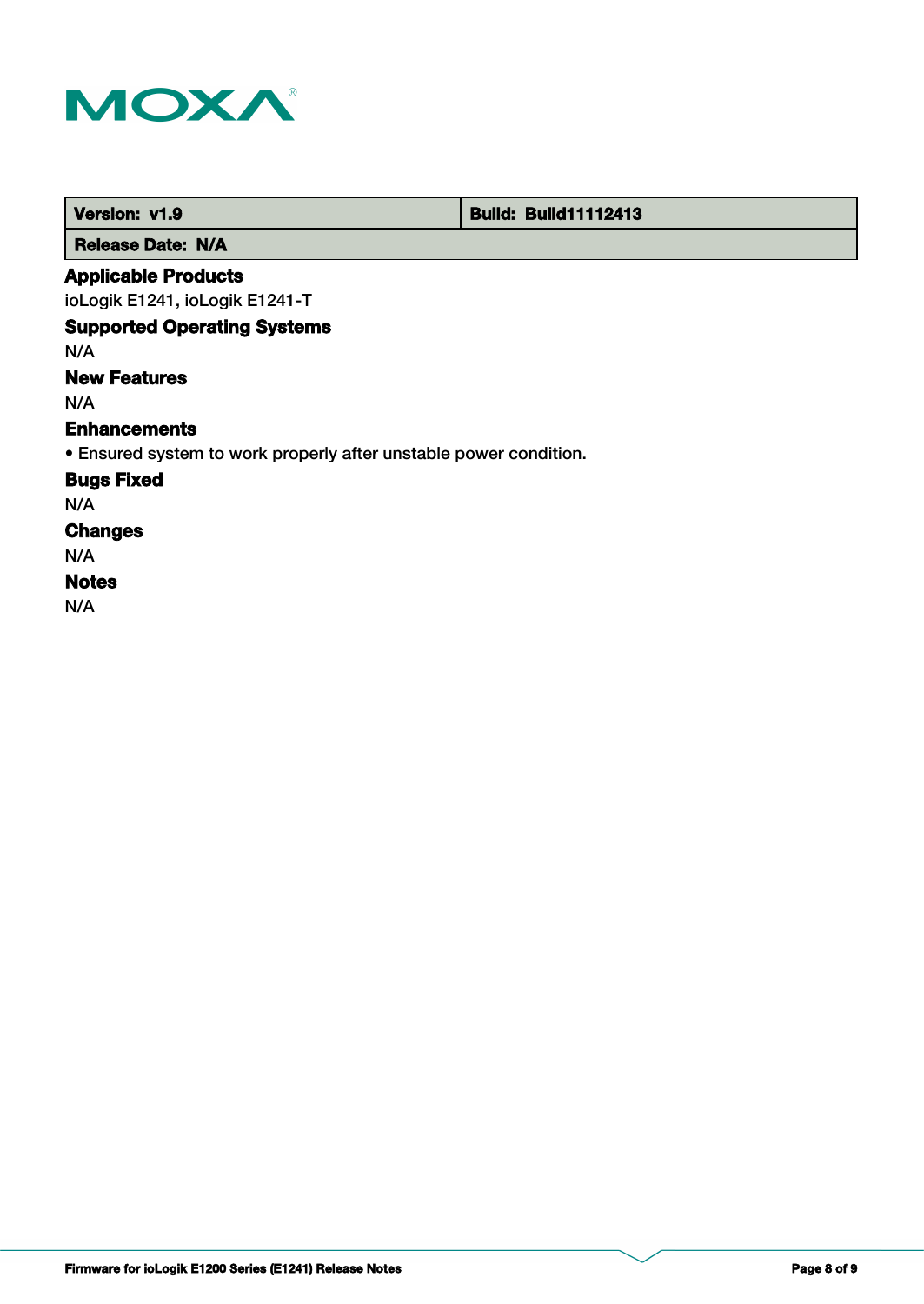| Version: v1.9 | Build: Build11112413 |
| --- | --- |
| Release Date: N/A | |

### Applicable Products

ioLogik E1241, ioLogik E1241-T

### Supported Operating Systems

N/A

### New Features

N/A

### Enhancements

• Ensured system to work properly after unstable power condition.

### Bugs Fixed

N/A

### Changes

N/A

### Notes

N/A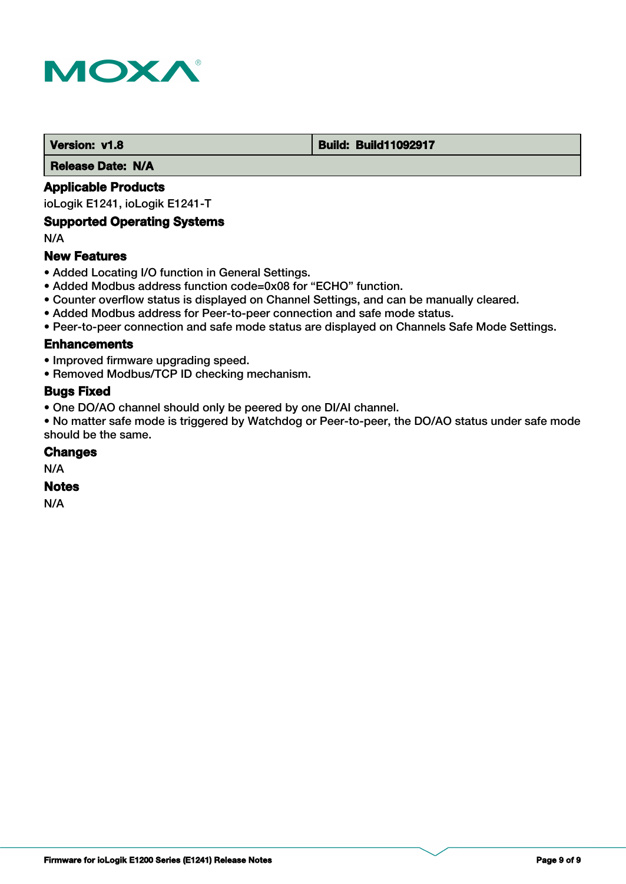| Version: v1.8 | Build: Build11092917 |
| --- | --- |
| Release Date: N/A | |

### Applicable Products

ioLogik E1241, ioLogik E1241-T

### Supported Operating Systems

N/A

### New Features

- Added Locating I/O function in General Settings.
- Added Modbus address function code=0x08 for “ECHO” function.
- Counter overflow status is displayed on Channel Settings, and can be manually cleared.
- Added Modbus address for Peer-to-peer connection and safe mode status.
- Peer-to-peer connection and safe mode status are displayed on Channels Safe Mode Settings.

### Enhancements

- Improved firmware upgrading speed.
- Removed Modbus/TCP ID checking mechanism.

### Bugs Fixed

- One DO/AO channel should only be peered by one DI/AI channel.
- No matter safe mode is triggered by Watchdog or Peer-to-peer, the DO/AO status under safe mode should be the same.

### Changes

N/A

### Notes

N/A